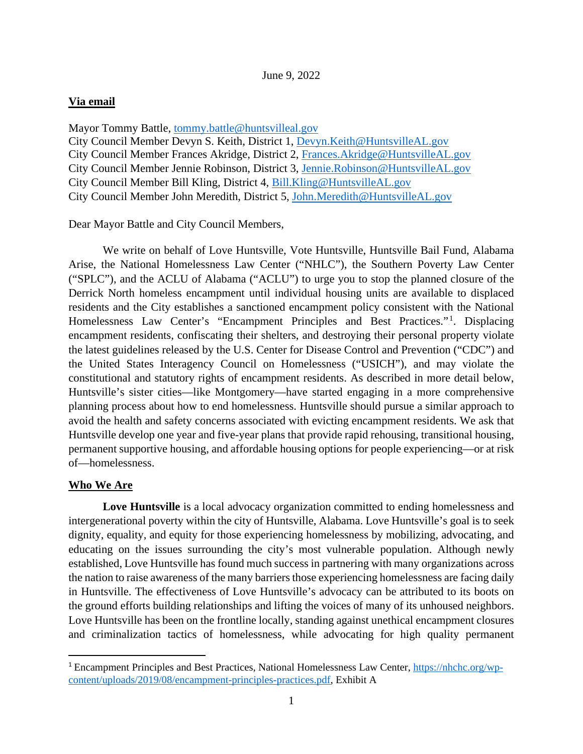June 9, 2022

**Via email**

Mayor Tommy Battle, tommy.battle@huntsvilleal.gov
City Council Member Devyn S. Keith, District 1, Devyn.Keith@HuntsvilleAL.gov
City Council Member Frances Akridge, District 2, Frances.Akridge@HuntsvilleAL.gov
City Council Member Jennie Robinson, District 3, Jennie.Robinson@HuntsvilleAL.gov
City Council Member Bill Kling, District 4, Bill.Kling@HuntsvilleAL.gov
City Council Member John Meredith, District 5, John.Meredith@HuntsvilleAL.gov

Dear Mayor Battle and City Council Members,

We write on behalf of Love Huntsville, Vote Huntsville, Huntsville Bail Fund, Alabama Arise, the National Homelessness Law Center ("NHLC"), the Southern Poverty Law Center ("SPLC"), and the ACLU of Alabama ("ACLU") to urge you to stop the planned closure of the Derrick North homeless encampment until individual housing units are available to displaced residents and the City establishes a sanctioned encampment policy consistent with the National Homelessness Law Center's "Encampment Principles and Best Practices."[1]. Displacing encampment residents, confiscating their shelters, and destroying their personal property violate the latest guidelines released by the U.S. Center for Disease Control and Prevention ("CDC") and the United States Interagency Council on Homelessness ("USICH"), and may violate the constitutional and statutory rights of encampment residents. As described in more detail below, Huntsville's sister cities—like Montgomery—have started engaging in a more comprehensive planning process about how to end homelessness. Huntsville should pursue a similar approach to avoid the health and safety concerns associated with evicting encampment residents. We ask that Huntsville develop one year and five-year plans that provide rapid rehousing, transitional housing, permanent supportive housing, and affordable housing options for people experiencing—or at risk of—homelessness.

**Who We Are**

**Love Huntsville** is a local advocacy organization committed to ending homelessness and intergenerational poverty within the city of Huntsville, Alabama. Love Huntsville's goal is to seek dignity, equality, and equity for those experiencing homelessness by mobilizing, advocating, and educating on the issues surrounding the city's most vulnerable population. Although newly established, Love Huntsville has found much success in partnering with many organizations across the nation to raise awareness of the many barriers those experiencing homelessness are facing daily in Huntsville. The effectiveness of Love Huntsville's advocacy can be attributed to its boots on the ground efforts building relationships and lifting the voices of many of its unhoused neighbors. Love Huntsville has been on the frontline locally, standing against unethical encampment closures and criminalization tactics of homelessness, while advocating for high quality permanent

[1] Encampment Principles and Best Practices, National Homelessness Law Center, https://nhchc.org/wp-content/uploads/2019/08/encampment-principles-practices.pdf, Exhibit A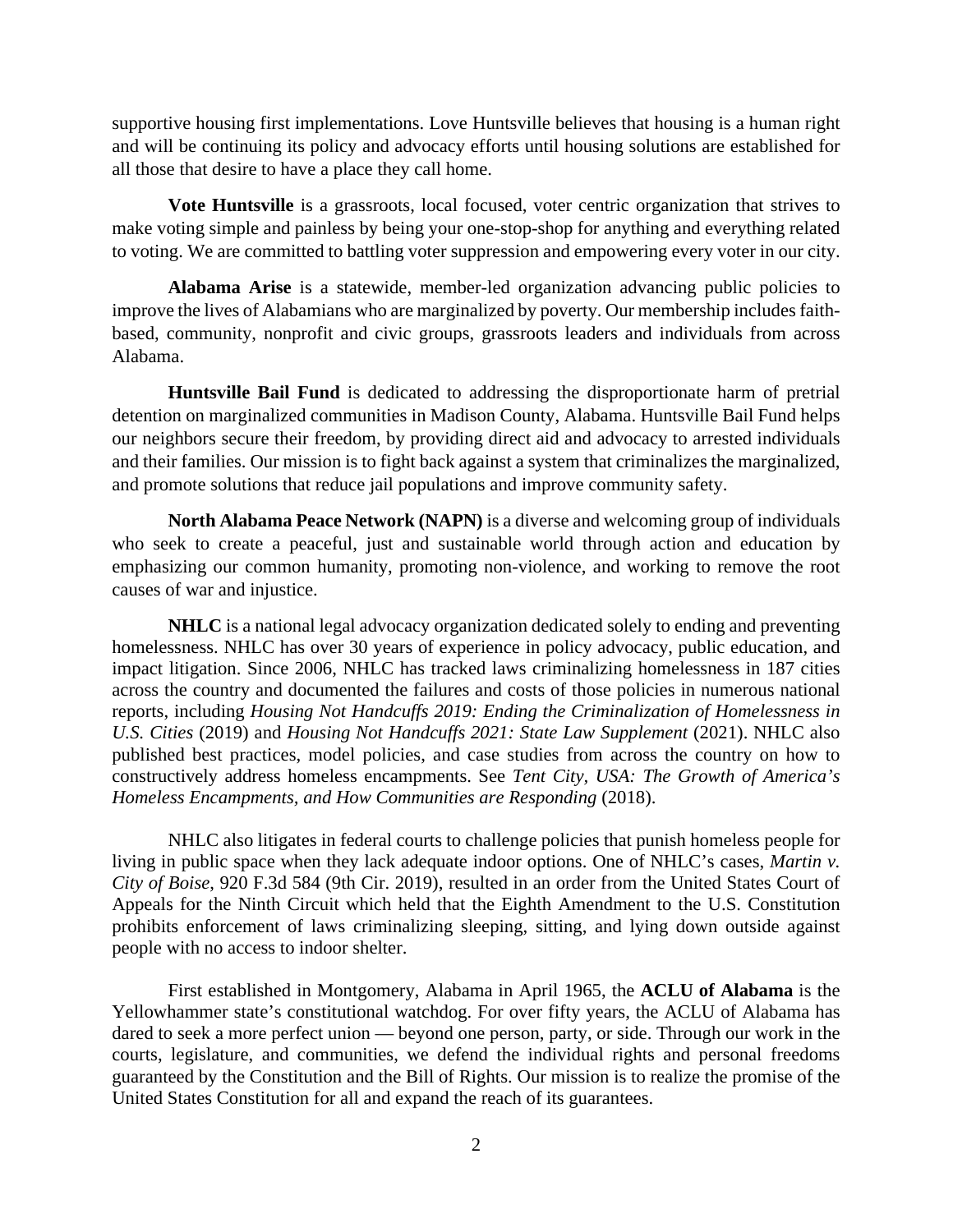supportive housing first implementations. Love Huntsville believes that housing is a human right and will be continuing its policy and advocacy efforts until housing solutions are established for all those that desire to have a place they call home.

**Vote Huntsville** is a grassroots, local focused, voter centric organization that strives to make voting simple and painless by being your one-stop-shop for anything and everything related to voting. We are committed to battling voter suppression and empowering every voter in our city.

**Alabama Arise** is a statewide, member-led organization advancing public policies to improve the lives of Alabamians who are marginalized by poverty. Our membership includes faith-based, community, nonprofit and civic groups, grassroots leaders and individuals from across Alabama.

**Huntsville Bail Fund** is dedicated to addressing the disproportionate harm of pretrial detention on marginalized communities in Madison County, Alabama. Huntsville Bail Fund helps our neighbors secure their freedom, by providing direct aid and advocacy to arrested individuals and their families. Our mission is to fight back against a system that criminalizes the marginalized, and promote solutions that reduce jail populations and improve community safety.

**North Alabama Peace Network (NAPN)** is a diverse and welcoming group of individuals who seek to create a peaceful, just and sustainable world through action and education by emphasizing our common humanity, promoting non-violence, and working to remove the root causes of war and injustice.

**NHLC** is a national legal advocacy organization dedicated solely to ending and preventing homelessness. NHLC has over 30 years of experience in policy advocacy, public education, and impact litigation. Since 2006, NHLC has tracked laws criminalizing homelessness in 187 cities across the country and documented the failures and costs of those policies in numerous national reports, including *Housing Not Handcuffs 2019: Ending the Criminalization of Homelessness in U.S. Cities* (2019) and *Housing Not Handcuffs 2021: State Law Supplement* (2021). NHLC also published best practices, model policies, and case studies from across the country on how to constructively address homeless encampments. See *Tent City, USA: The Growth of America's Homeless Encampments, and How Communities are Responding* (2018).

NHLC also litigates in federal courts to challenge policies that punish homeless people for living in public space when they lack adequate indoor options. One of NHLC's cases, *Martin v. City of Boise*, 920 F.3d 584 (9th Cir. 2019), resulted in an order from the United States Court of Appeals for the Ninth Circuit which held that the Eighth Amendment to the U.S. Constitution prohibits enforcement of laws criminalizing sleeping, sitting, and lying down outside against people with no access to indoor shelter.

First established in Montgomery, Alabama in April 1965, the **ACLU of Alabama** is the Yellowhammer state's constitutional watchdog. For over fifty years, the ACLU of Alabama has dared to seek a more perfect union — beyond one person, party, or side. Through our work in the courts, legislature, and communities, we defend the individual rights and personal freedoms guaranteed by the Constitution and the Bill of Rights. Our mission is to realize the promise of the United States Constitution for all and expand the reach of its guarantees.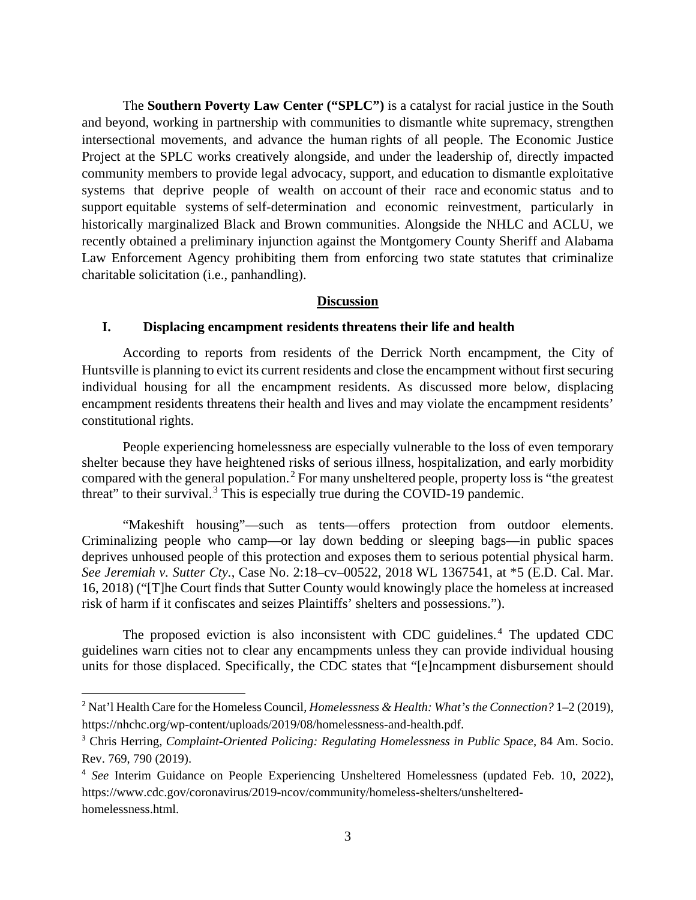The **Southern Poverty Law Center ("SPLC")** is a catalyst for racial justice in the South and beyond, working in partnership with communities to dismantle white supremacy, strengthen intersectional movements, and advance the human rights of all people. The Economic Justice Project at the SPLC works creatively alongside, and under the leadership of, directly impacted community members to provide legal advocacy, support, and education to dismantle exploitative systems that deprive people of wealth on account of their race and economic status and to support equitable systems of self-determination and economic reinvestment, particularly in historically marginalized Black and Brown communities. Alongside the NHLC and ACLU, we recently obtained a preliminary injunction against the Montgomery County Sheriff and Alabama Law Enforcement Agency prohibiting them from enforcing two state statutes that criminalize charitable solicitation (i.e., panhandling).

## **Discussion**

### **I. Displacing encampment residents threatens their life and health**

According to reports from residents of the Derrick North encampment, the City of Huntsville is planning to evict its current residents and close the encampment without first securing individual housing for all the encampment residents. As discussed more below, displacing encampment residents threatens their health and lives and may violate the encampment residents' constitutional rights.

People experiencing homelessness are especially vulnerable to the loss of even temporary shelter because they have heightened risks of serious illness, hospitalization, and early morbidity compared with the general population.[2] For many unsheltered people, property loss is "the greatest threat" to their survival.[3] This is especially true during the COVID-19 pandemic.

"Makeshift housing"—such as tents—offers protection from outdoor elements. Criminalizing people who camp—or lay down bedding or sleeping bags—in public spaces deprives unhoused people of this protection and exposes them to serious potential physical harm. *See Jeremiah v. Sutter Cty.*, Case No. 2:18–cv–00522, 2018 WL 1367541, at *5 (E.D. Cal. Mar. 16, 2018) ("[T]he Court finds that Sutter County would knowingly place the homeless at increased risk of harm if it confiscates and seizes Plaintiffs' shelters and possessions.").

The proposed eviction is also inconsistent with CDC guidelines.[4] The updated CDC guidelines warn cities not to clear any encampments unless they can provide individual housing units for those displaced. Specifically, the CDC states that "[e]ncampment disbursement should

---

[2] Nat'l Health Care for the Homeless Council, *Homelessness & Health: What's the Connection?* 1–2 (2019), https://nhchc.org/wp-content/uploads/2019/08/homelessness-and-health.pdf.

[3] Chris Herring, *Complaint-Oriented Policing: Regulating Homelessness in Public Space*, 84 Am. Socio. Rev. 769, 790 (2019).

[4] *See* Interim Guidance on People Experiencing Unsheltered Homelessness (updated Feb. 10, 2022), https://www.cdc.gov/coronavirus/2019-ncov/community/homeless-shelters/unsheltered-homelessness.html.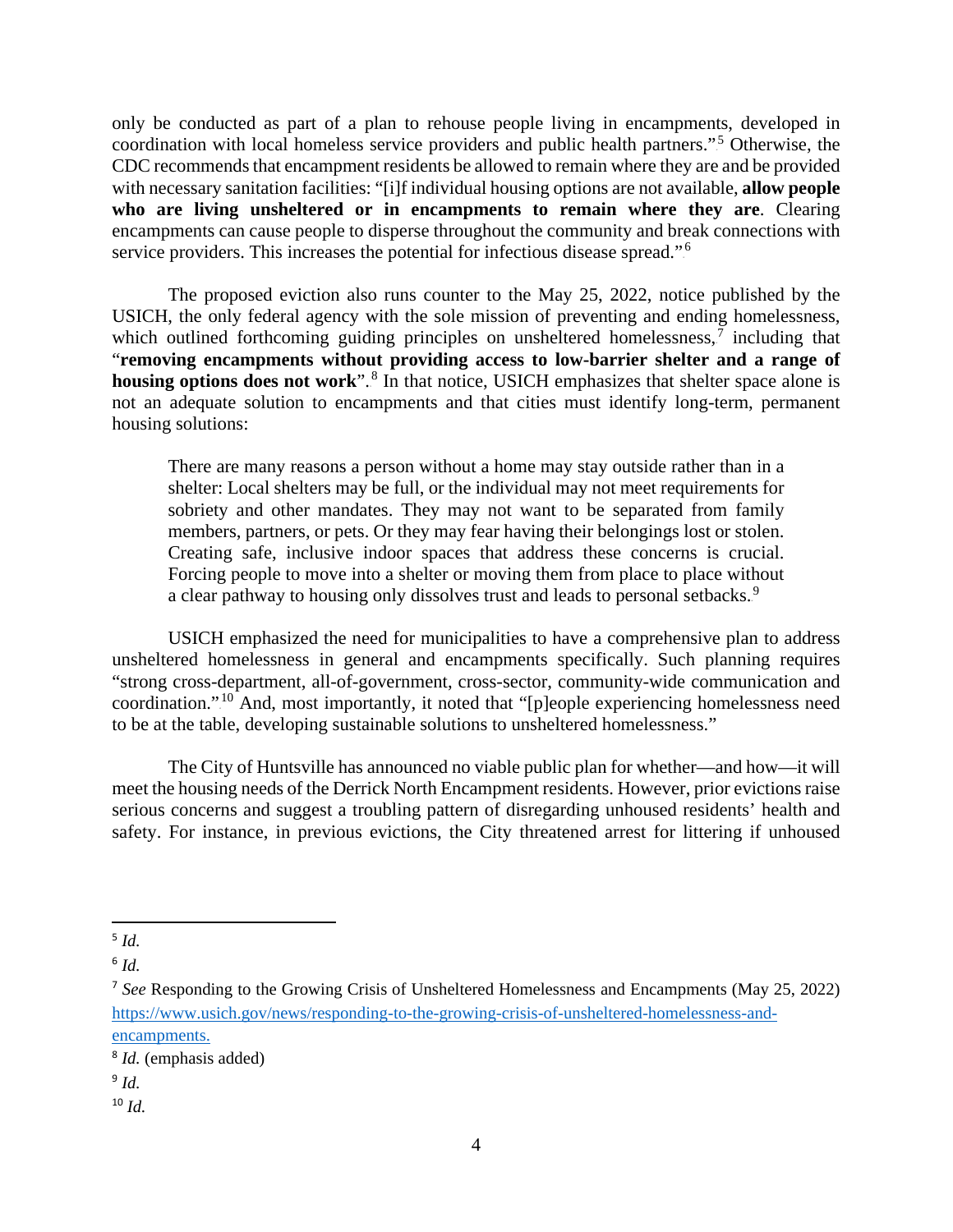only be conducted as part of a plan to rehouse people living in encampments, developed in coordination with local homeless service providers and public health partners."[5] Otherwise, the CDC recommends that encampment residents be allowed to remain where they are and be provided with necessary sanitation facilities: "[i]f individual housing options are not available, **allow people who are living unsheltered or in encampments to remain where they are**. Clearing encampments can cause people to disperse throughout the community and break connections with service providers. This increases the potential for infectious disease spread."[6]

The proposed eviction also runs counter to the May 25, 2022, notice published by the USICH, the only federal agency with the sole mission of preventing and ending homelessness, which outlined forthcoming guiding principles on unsheltered homelessness,[7] including that "**removing encampments without providing access to low-barrier shelter and a range of housing options does not work**".[8] In that notice, USICH emphasizes that shelter space alone is not an adequate solution to encampments and that cities must identify long-term, permanent housing solutions:

> There are many reasons a person without a home may stay outside rather than in a shelter: Local shelters may be full, or the individual may not meet requirements for sobriety and other mandates. They may not want to be separated from family members, partners, or pets. Or they may fear having their belongings lost or stolen. Creating safe, inclusive indoor spaces that address these concerns is crucial. Forcing people to move into a shelter or moving them from place to place without a clear pathway to housing only dissolves trust and leads to personal setbacks.[9]

USICH emphasized the need for municipalities to have a comprehensive plan to address unsheltered homelessness in general and encampments specifically. Such planning requires "strong cross-department, all-of-government, cross-sector, community-wide communication and coordination."[10] And, most importantly, it noted that "[p]eople experiencing homelessness need to be at the table, developing sustainable solutions to unsheltered homelessness."

The City of Huntsville has announced no viable public plan for whether—and how—it will meet the housing needs of the Derrick North Encampment residents. However, prior evictions raise serious concerns and suggest a troubling pattern of disregarding unhoused residents' health and safety. For instance, in previous evictions, the City threatened arrest for littering if unhoused

---

[5] *Id.*

[6] *Id.*

[7] *See* Responding to the Growing Crisis of Unsheltered Homelessness and Encampments (May 25, 2022) https://www.usich.gov/news/responding-to-the-growing-crisis-of-unsheltered-homelessness-and-encampments.

[8] *Id.* (emphasis added)

[9] *Id.*

[10] *Id.*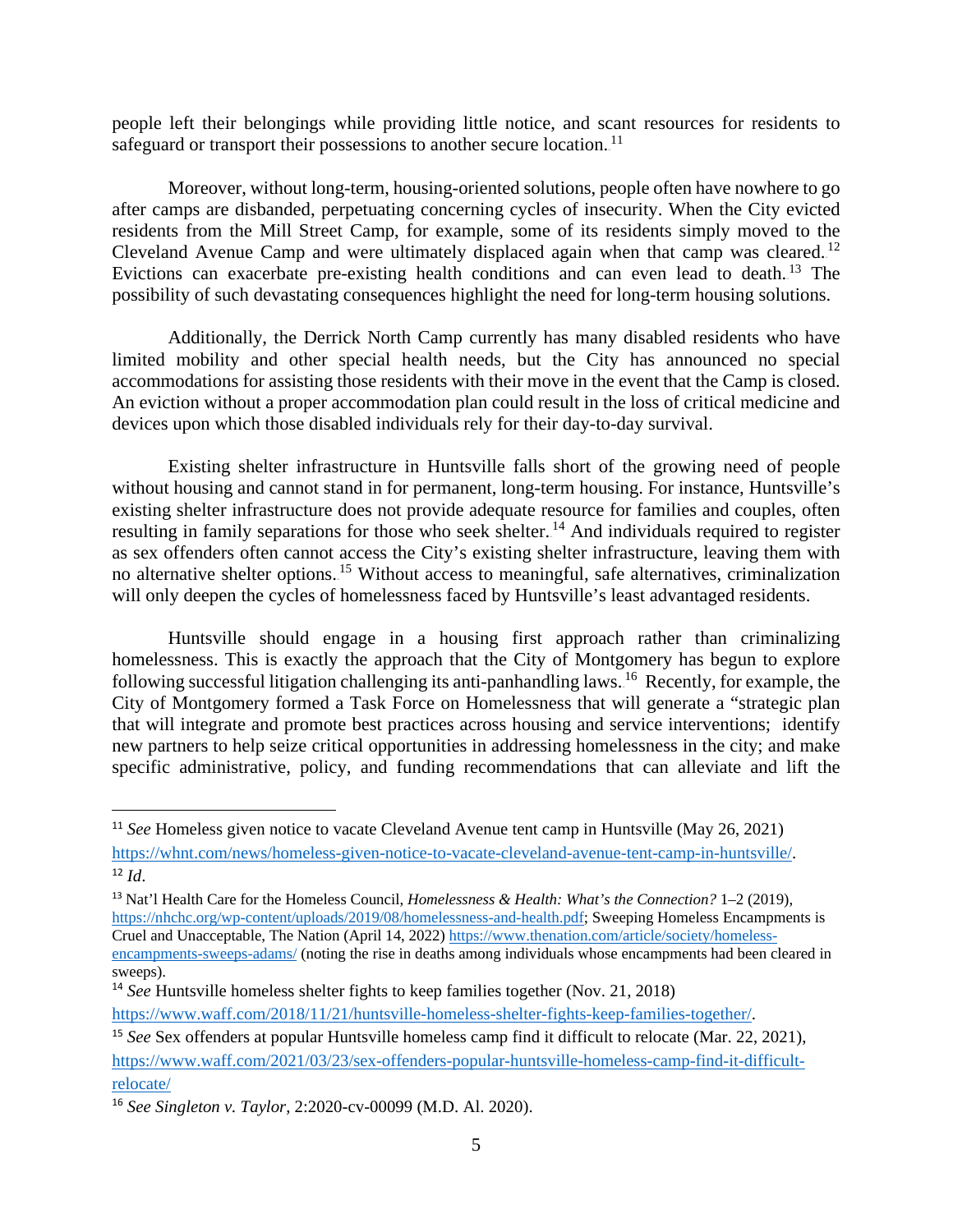people left their belongings while providing little notice, and scant resources for residents to safeguard or transport their possessions to another secure location.[11]

Moreover, without long-term, housing-oriented solutions, people often have nowhere to go after camps are disbanded, perpetuating concerning cycles of insecurity. When the City evicted residents from the Mill Street Camp, for example, some of its residents simply moved to the Cleveland Avenue Camp and were ultimately displaced again when that camp was cleared.[12] Evictions can exacerbate pre-existing health conditions and can even lead to death.[13] The possibility of such devastating consequences highlight the need for long-term housing solutions.

Additionally, the Derrick North Camp currently has many disabled residents who have limited mobility and other special health needs, but the City has announced no special accommodations for assisting those residents with their move in the event that the Camp is closed. An eviction without a proper accommodation plan could result in the loss of critical medicine and devices upon which those disabled individuals rely for their day-to-day survival.

Existing shelter infrastructure in Huntsville falls short of the growing need of people without housing and cannot stand in for permanent, long-term housing. For instance, Huntsville's existing shelter infrastructure does not provide adequate resource for families and couples, often resulting in family separations for those who seek shelter.[14] And individuals required to register as sex offenders often cannot access the City's existing shelter infrastructure, leaving them with no alternative shelter options.[15] Without access to meaningful, safe alternatives, criminalization will only deepen the cycles of homelessness faced by Huntsville's least advantaged residents.

Huntsville should engage in a housing first approach rather than criminalizing homelessness. This is exactly the approach that the City of Montgomery has begun to explore following successful litigation challenging its anti-panhandling laws.[16] Recently, for example, the City of Montgomery formed a Task Force on Homelessness that will generate a "strategic plan that will integrate and promote best practices across housing and service interventions; identify new partners to help seize critical opportunities in addressing homelessness in the city; and make specific administrative, policy, and funding recommendations that can alleviate and lift the

---

[11] *See* Homeless given notice to vacate Cleveland Avenue tent camp in Huntsville (May 26, 2021) https://whnt.com/news/homeless-given-notice-to-vacate-cleveland-avenue-tent-camp-in-huntsville/.

[12] *Id*.

[13] Nat'l Health Care for the Homeless Council, *Homelessness & Health: What's the Connection?* 1–2 (2019), https://nhchc.org/wp-content/uploads/2019/08/homelessness-and-health.pdf; Sweeping Homeless Encampments is Cruel and Unacceptable, The Nation (April 14, 2022) https://www.thenation.com/article/society/homeless-encampments-sweeps-adams/ (noting the rise in deaths among individuals whose encampments had been cleared in sweeps).

[14] *See* Huntsville homeless shelter fights to keep families together (Nov. 21, 2018) https://www.waff.com/2018/11/21/huntsville-homeless-shelter-fights-keep-families-together/.

[15] *See* Sex offenders at popular Huntsville homeless camp find it difficult to relocate (Mar. 22, 2021), https://www.waff.com/2021/03/23/sex-offenders-popular-huntsville-homeless-camp-find-it-difficult-relocate/

[16] *See Singleton v. Taylor*, 2:2020-cv-00099 (M.D. Al. 2020).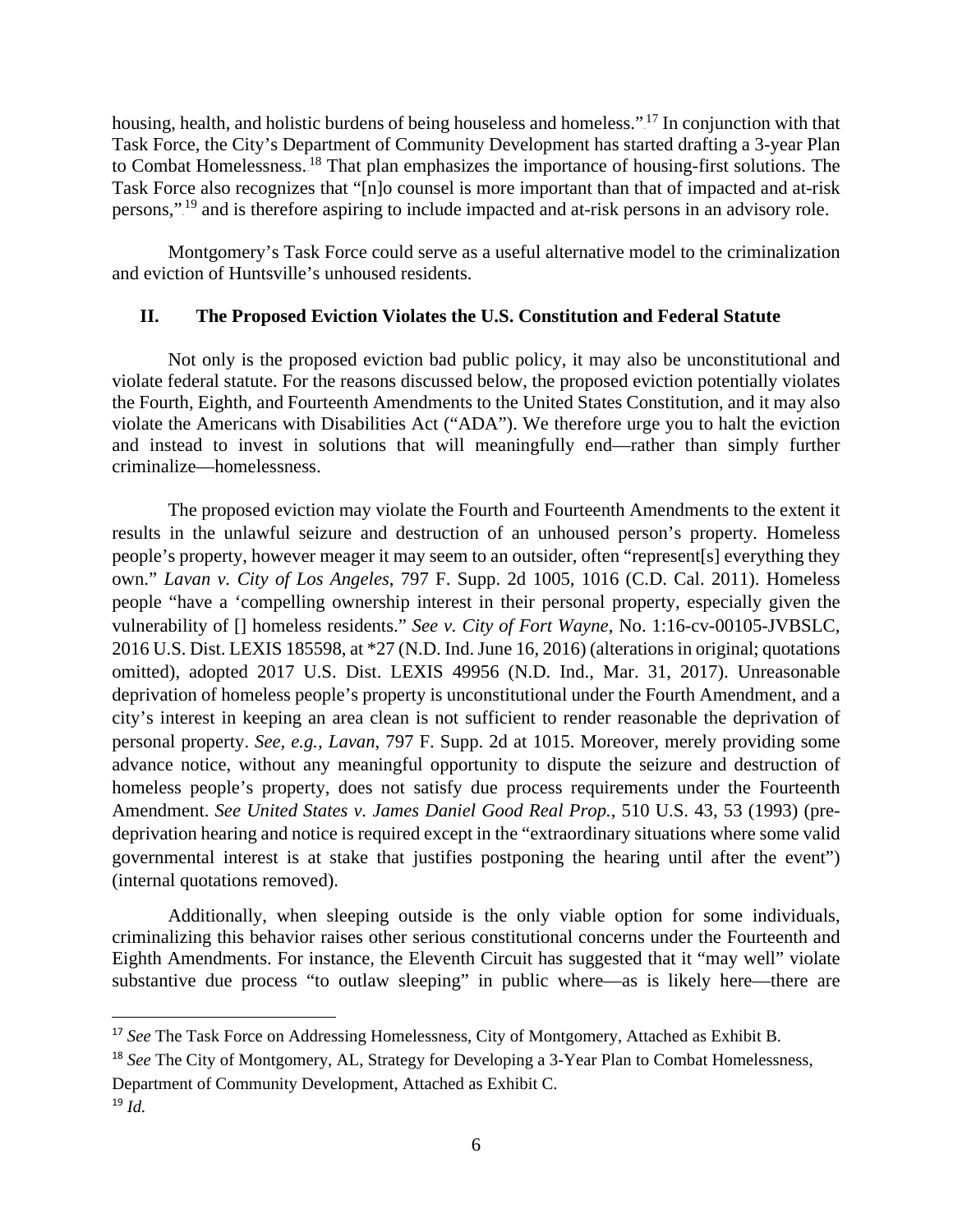housing, health, and holistic burdens of being houseless and homeless."[17] In conjunction with that Task Force, the City's Department of Community Development has started drafting a 3-year Plan to Combat Homelessness.[18] That plan emphasizes the importance of housing-first solutions. The Task Force also recognizes that "[n]o counsel is more important than that of impacted and at-risk persons,"[19] and is therefore aspiring to include impacted and at-risk persons in an advisory role.

Montgomery's Task Force could serve as a useful alternative model to the criminalization and eviction of Huntsville's unhoused residents.

## II. The Proposed Eviction Violates the U.S. Constitution and Federal Statute

Not only is the proposed eviction bad public policy, it may also be unconstitutional and violate federal statute. For the reasons discussed below, the proposed eviction potentially violates the Fourth, Eighth, and Fourteenth Amendments to the United States Constitution, and it may also violate the Americans with Disabilities Act ("ADA"). We therefore urge you to halt the eviction and instead to invest in solutions that will meaningfully end—rather than simply further criminalize—homelessness.

The proposed eviction may violate the Fourth and Fourteenth Amendments to the extent it results in the unlawful seizure and destruction of an unhoused person's property. Homeless people's property, however meager it may seem to an outsider, often "represent[s] everything they own." *Lavan v. City of Los Angeles*, 797 F. Supp. 2d 1005, 1016 (C.D. Cal. 2011). Homeless people "have a 'compelling ownership interest in their personal property, especially given the vulnerability of [] homeless residents." *See v. City of Fort Wayne*, No. 1:16-cv-00105-JVBSLC, 2016 U.S. Dist. LEXIS 185598, at *27 (N.D. Ind. June 16, 2016) (alterations in original; quotations omitted), adopted 2017 U.S. Dist. LEXIS 49956 (N.D. Ind., Mar. 31, 2017). Unreasonable deprivation of homeless people's property is unconstitutional under the Fourth Amendment, and a city's interest in keeping an area clean is not sufficient to render reasonable the deprivation of personal property. *See, e.g.*, *Lavan*, 797 F. Supp. 2d at 1015. Moreover, merely providing some advance notice, without any meaningful opportunity to dispute the seizure and destruction of homeless people's property, does not satisfy due process requirements under the Fourteenth Amendment. *See United States v. James Daniel Good Real Prop.*, 510 U.S. 43, 53 (1993) (pre-deprivation hearing and notice is required except in the "extraordinary situations where some valid governmental interest is at stake that justifies postponing the hearing until after the event") (internal quotations removed).

Additionally, when sleeping outside is the only viable option for some individuals, criminalizing this behavior raises other serious constitutional concerns under the Fourteenth and Eighth Amendments. For instance, the Eleventh Circuit has suggested that it "may well" violate substantive due process "to outlaw sleeping" in public where—as is likely here—there are

---

[17] *See* The Task Force on Addressing Homelessness, City of Montgomery, Attached as Exhibit B.

[18] *See* The City of Montgomery, AL, Strategy for Developing a 3-Year Plan to Combat Homelessness, Department of Community Development, Attached as Exhibit C.

[19] *Id.*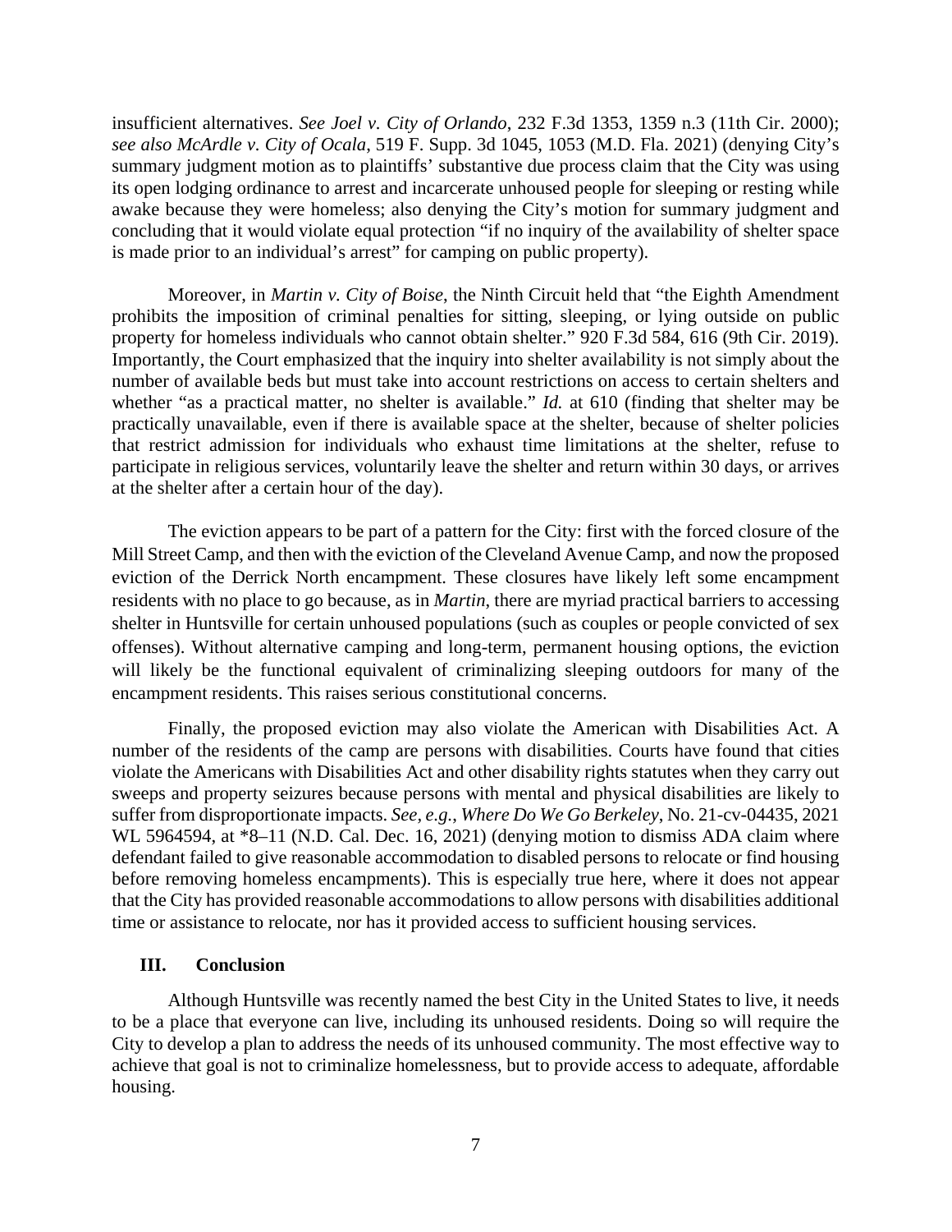insufficient alternatives. *See Joel v. City of Orlando*, 232 F.3d 1353, 1359 n.3 (11th Cir. 2000); *see also McArdle v. City of Ocala*, 519 F. Supp. 3d 1045, 1053 (M.D. Fla. 2021) (denying City's summary judgment motion as to plaintiffs' substantive due process claim that the City was using its open lodging ordinance to arrest and incarcerate unhoused people for sleeping or resting while awake because they were homeless; also denying the City's motion for summary judgment and concluding that it would violate equal protection "if no inquiry of the availability of shelter space is made prior to an individual's arrest" for camping on public property).

Moreover, in *Martin v. City of Boise*, the Ninth Circuit held that "the Eighth Amendment prohibits the imposition of criminal penalties for sitting, sleeping, or lying outside on public property for homeless individuals who cannot obtain shelter." 920 F.3d 584, 616 (9th Cir. 2019). Importantly, the Court emphasized that the inquiry into shelter availability is not simply about the number of available beds but must take into account restrictions on access to certain shelters and whether "as a practical matter, no shelter is available." *Id.* at 610 (finding that shelter may be practically unavailable, even if there is available space at the shelter, because of shelter policies that restrict admission for individuals who exhaust time limitations at the shelter, refuse to participate in religious services, voluntarily leave the shelter and return within 30 days, or arrives at the shelter after a certain hour of the day).

The eviction appears to be part of a pattern for the City: first with the forced closure of the Mill Street Camp, and then with the eviction of the Cleveland Avenue Camp, and now the proposed eviction of the Derrick North encampment. These closures have likely left some encampment residents with no place to go because, as in *Martin*, there are myriad practical barriers to accessing shelter in Huntsville for certain unhoused populations (such as couples or people convicted of sex offenses). Without alternative camping and long-term, permanent housing options, the eviction will likely be the functional equivalent of criminalizing sleeping outdoors for many of the encampment residents. This raises serious constitutional concerns.

Finally, the proposed eviction may also violate the American with Disabilities Act. A number of the residents of the camp are persons with disabilities. Courts have found that cities violate the Americans with Disabilities Act and other disability rights statutes when they carry out sweeps and property seizures because persons with mental and physical disabilities are likely to suffer from disproportionate impacts. *See, e.g., Where Do We Go Berkeley*, No. 21-cv-04435, 2021 WL 5964594, at *8–11 (N.D. Cal. Dec. 16, 2021) (denying motion to dismiss ADA claim where defendant failed to give reasonable accommodation to disabled persons to relocate or find housing before removing homeless encampments). This is especially true here, where it does not appear that the City has provided reasonable accommodations to allow persons with disabilities additional time or assistance to relocate, nor has it provided access to sufficient housing services.

## III. Conclusion

Although Huntsville was recently named the best City in the United States to live, it needs to be a place that everyone can live, including its unhoused residents. Doing so will require the City to develop a plan to address the needs of its unhoused community. The most effective way to achieve that goal is not to criminalize homelessness, but to provide access to adequate, affordable housing.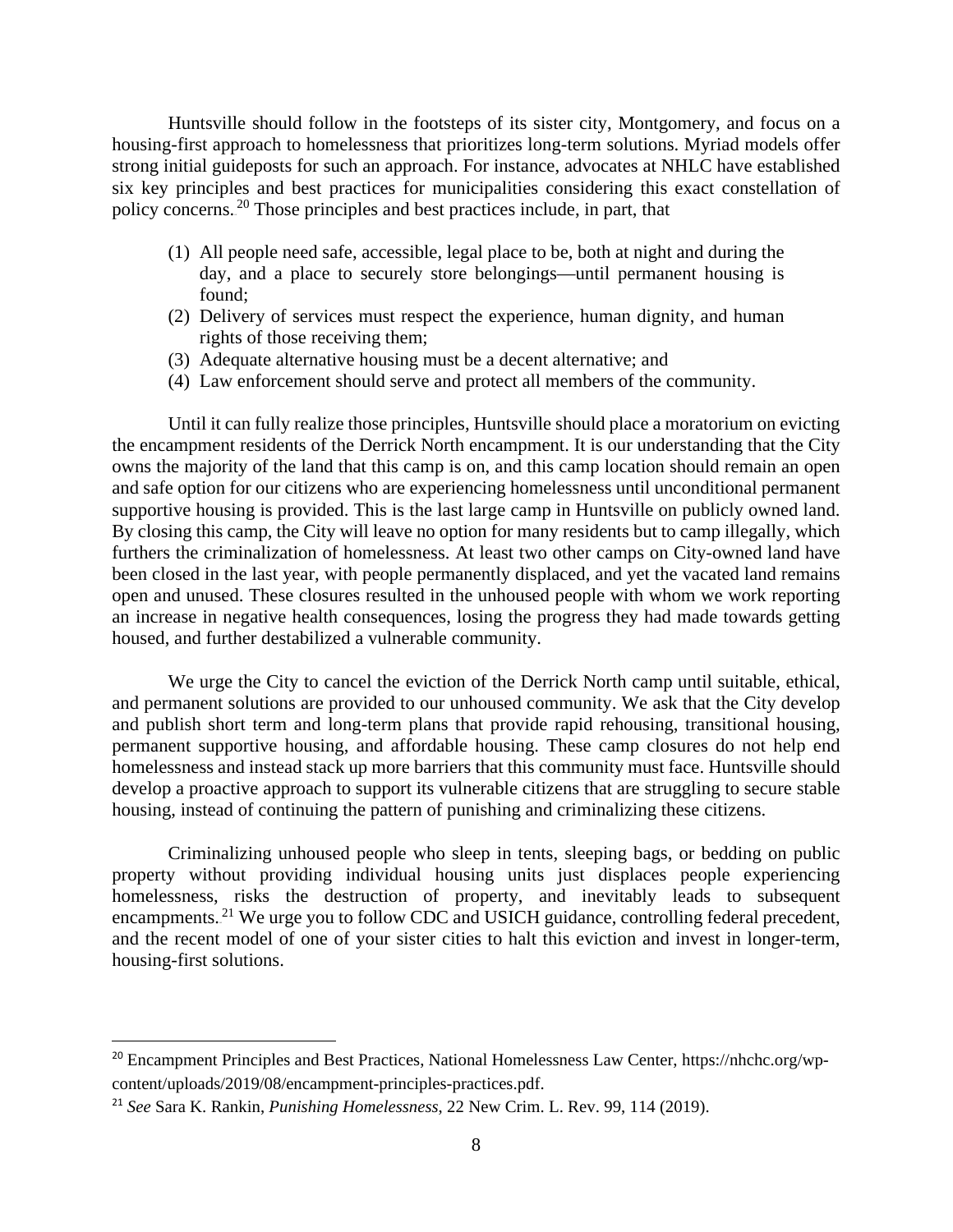Huntsville should follow in the footsteps of its sister city, Montgomery, and focus on a housing-first approach to homelessness that prioritizes long-term solutions. Myriad models offer strong initial guideposts for such an approach. For instance, advocates at NHLC have established six key principles and best practices for municipalities considering this exact constellation of policy concerns.[20] Those principles and best practices include, in part, that

(1) All people need safe, accessible, legal place to be, both at night and during the day, and a place to securely store belongings—until permanent housing is found;
(2) Delivery of services must respect the experience, human dignity, and human rights of those receiving them;
(3) Adequate alternative housing must be a decent alternative; and
(4) Law enforcement should serve and protect all members of the community.

Until it can fully realize those principles, Huntsville should place a moratorium on evicting the encampment residents of the Derrick North encampment. It is our understanding that the City owns the majority of the land that this camp is on, and this camp location should remain an open and safe option for our citizens who are experiencing homelessness until unconditional permanent supportive housing is provided. This is the last large camp in Huntsville on publicly owned land. By closing this camp, the City will leave no option for many residents but to camp illegally, which furthers the criminalization of homelessness. At least two other camps on City-owned land have been closed in the last year, with people permanently displaced, and yet the vacated land remains open and unused. These closures resulted in the unhoused people with whom we work reporting an increase in negative health consequences, losing the progress they had made towards getting housed, and further destabilized a vulnerable community.

We urge the City to cancel the eviction of the Derrick North camp until suitable, ethical, and permanent solutions are provided to our unhoused community. We ask that the City develop and publish short term and long-term plans that provide rapid rehousing, transitional housing, permanent supportive housing, and affordable housing. These camp closures do not help end homelessness and instead stack up more barriers that this community must face. Huntsville should develop a proactive approach to support its vulnerable citizens that are struggling to secure stable housing, instead of continuing the pattern of punishing and criminalizing these citizens.

Criminalizing unhoused people who sleep in tents, sleeping bags, or bedding on public property without providing individual housing units just displaces people experiencing homelessness, risks the destruction of property, and inevitably leads to subsequent encampments.[21] We urge you to follow CDC and USICH guidance, controlling federal precedent, and the recent model of one of your sister cities to halt this eviction and invest in longer-term, housing-first solutions.

---

[20] Encampment Principles and Best Practices, National Homelessness Law Center, https://nhchc.org/wp-content/uploads/2019/08/encampment-principles-practices.pdf.

[21] *See* Sara K. Rankin, *Punishing Homelessness*, 22 New Crim. L. Rev. 99, 114 (2019).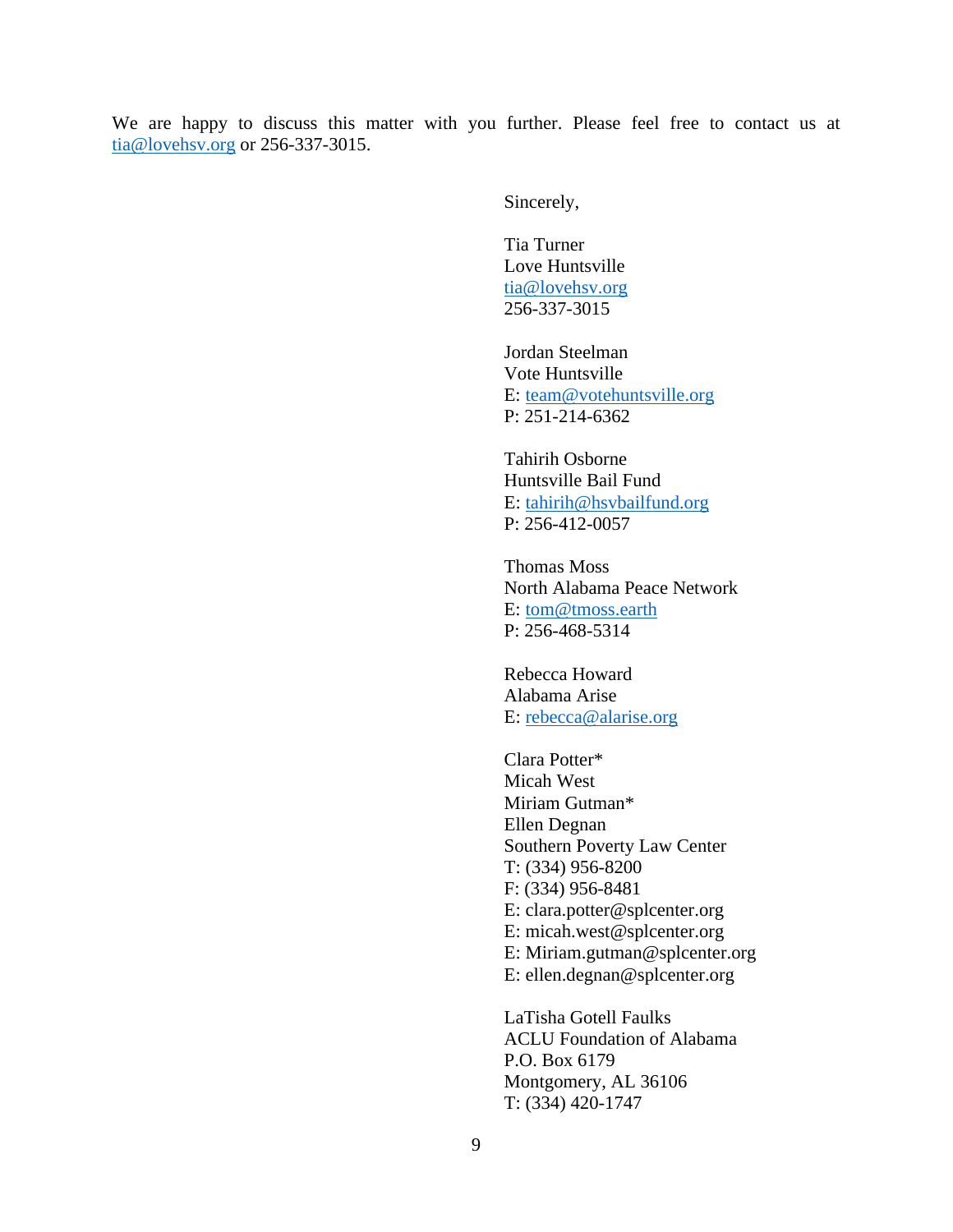We are happy to discuss this matter with you further. Please feel free to contact us at tia@lovehsv.org or 256-337-3015.

Sincerely,

Tia Turner
Love Huntsville
tia@lovehsv.org
256-337-3015

Jordan Steelman
Vote Huntsville
E: team@votehuntsville.org
P: 251-214-6362

Tahirih Osborne
Huntsville Bail Fund
E: tahirih@hsvbailfund.org
P: 256-412-0057

Thomas Moss
North Alabama Peace Network
E: tom@tmoss.earth
P: 256-468-5314

Rebecca Howard
Alabama Arise
E: rebecca@alarise.org

Clara Potter*
Micah West
Miriam Gutman*
Ellen Degnan
Southern Poverty Law Center
T: (334) 956-8200
F: (334) 956-8481
E: clara.potter@splcenter.org
E: micah.west@splcenter.org
E: Miriam.gutman@splcenter.org
E: ellen.degnan@splcenter.org

LaTisha Gotell Faulks
ACLU Foundation of Alabama
P.O. Box 6179
Montgomery, AL 36106
T: (334) 420-1747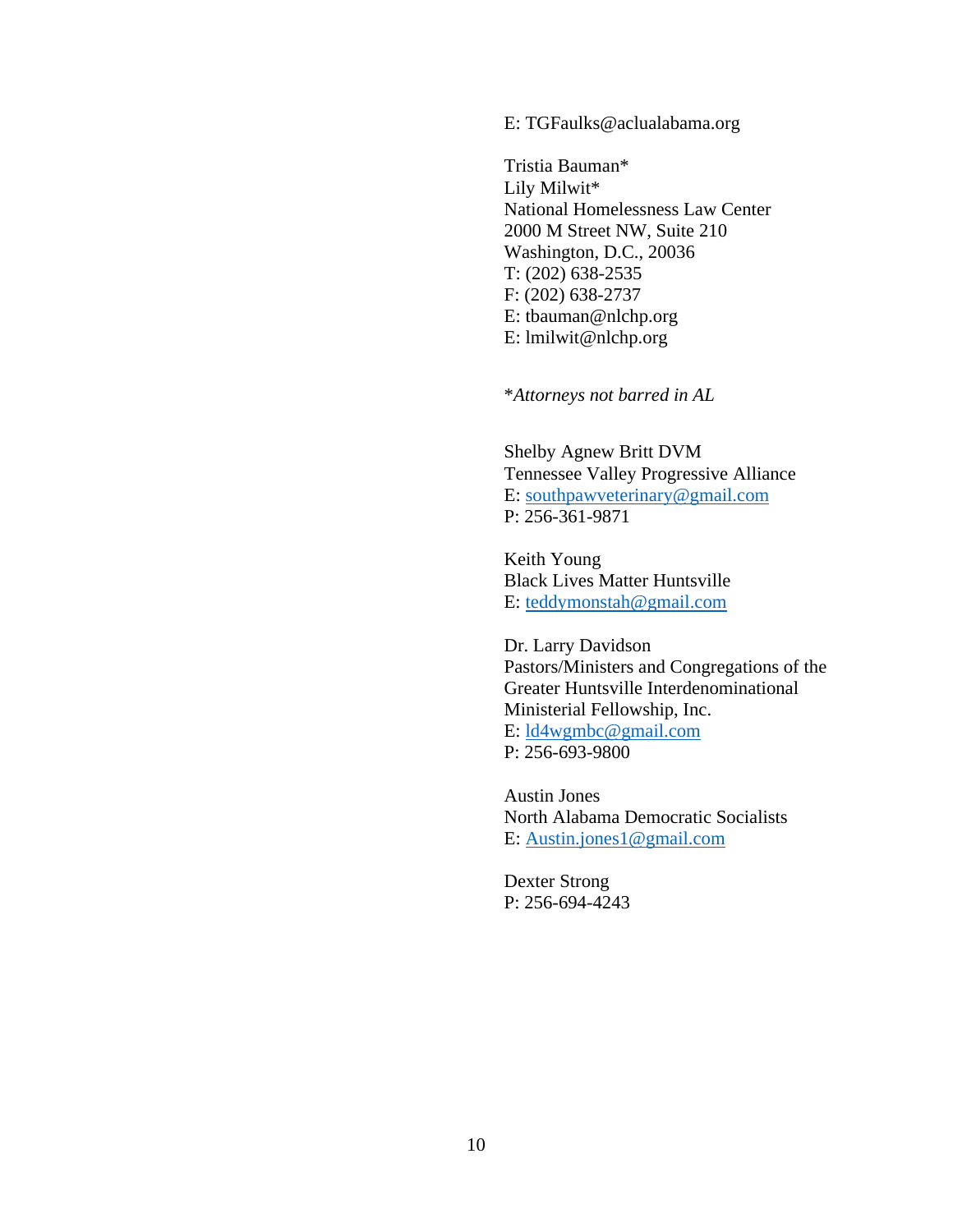E: TGFaulks@aclualabama.org

Tristia Bauman*
Lily Milwit*
National Homelessness Law Center
2000 M Street NW, Suite 210
Washington, D.C., 20036
T: (202) 638-2535
F: (202) 638-2737
E: tbauman@nlchp.org
E: lmilwit@nlchp.org

**Attorneys not barred in AL*

Shelby Agnew Britt DVM
Tennessee Valley Progressive Alliance
E: southpawveterinary@gmail.com
P: 256-361-9871

Keith Young
Black Lives Matter Huntsville
E: teddymonstah@gmail.com

Dr. Larry Davidson
Pastors/Ministers and Congregations of the Greater Huntsville Interdenominational Ministerial Fellowship, Inc.
E: ld4wgmbc@gmail.com
P: 256-693-9800

Austin Jones
North Alabama Democratic Socialists
E: Austin.jones1@gmail.com

Dexter Strong
P: 256-694-4243